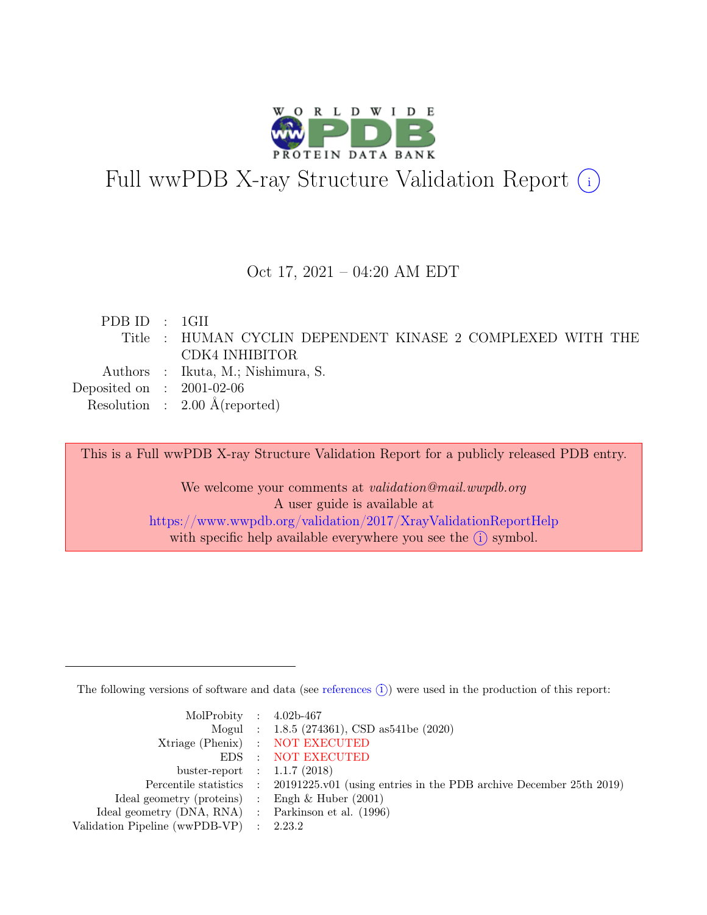# Full wwPDB X-ray Structure Validation Report ⓘ

Oct 17, 2021 – 04:20 AM EDT

| | | |
|---|---|---|
| PDB ID | : | 1GII |
| Title | : | HUMAN CYCLIN DEPENDENT KINASE 2 COMPLEXED WITH THE CDK4 INHIBITOR |
| Authors | : | Ikuta, M.; Nishimura, S. |
| Deposited on | : | 2001-02-06 |
| Resolution | : | 2.00 Å(reported) |

This is a Full wwPDB X-ray Structure Validation Report for a publicly released PDB entry.

We welcome your comments at *validation@mail.wwpdb.org*
A user guide is available at
https://www.wwpdb.org/validation/2017/XrayValidationReportHelp
with specific help available everywhere you see the ⓘ symbol.

---

The following versions of software and data (see references ⓘ) were used in the production of this report:

| | | |
|---|---|---|
| MolProbity | : | 4.02b-467 |
| Mogul | : | 1.8.5 (274361), CSD as541be (2020) |
| Xtriage (Phenix) | : | NOT EXECUTED |
| EDS | : | NOT EXECUTED |
| buster-report | : | 1.1.7 (2018) |
| Percentile statistics | : | 20191225.v01 (using entries in the PDB archive December 25th 2019) |
| Ideal geometry (proteins) | : | Engh & Huber (2001) |
| Ideal geometry (DNA, RNA) | : | Parkinson et al. (1996) |
| Validation Pipeline (wwPDB-VP) | : | 2.23.2 |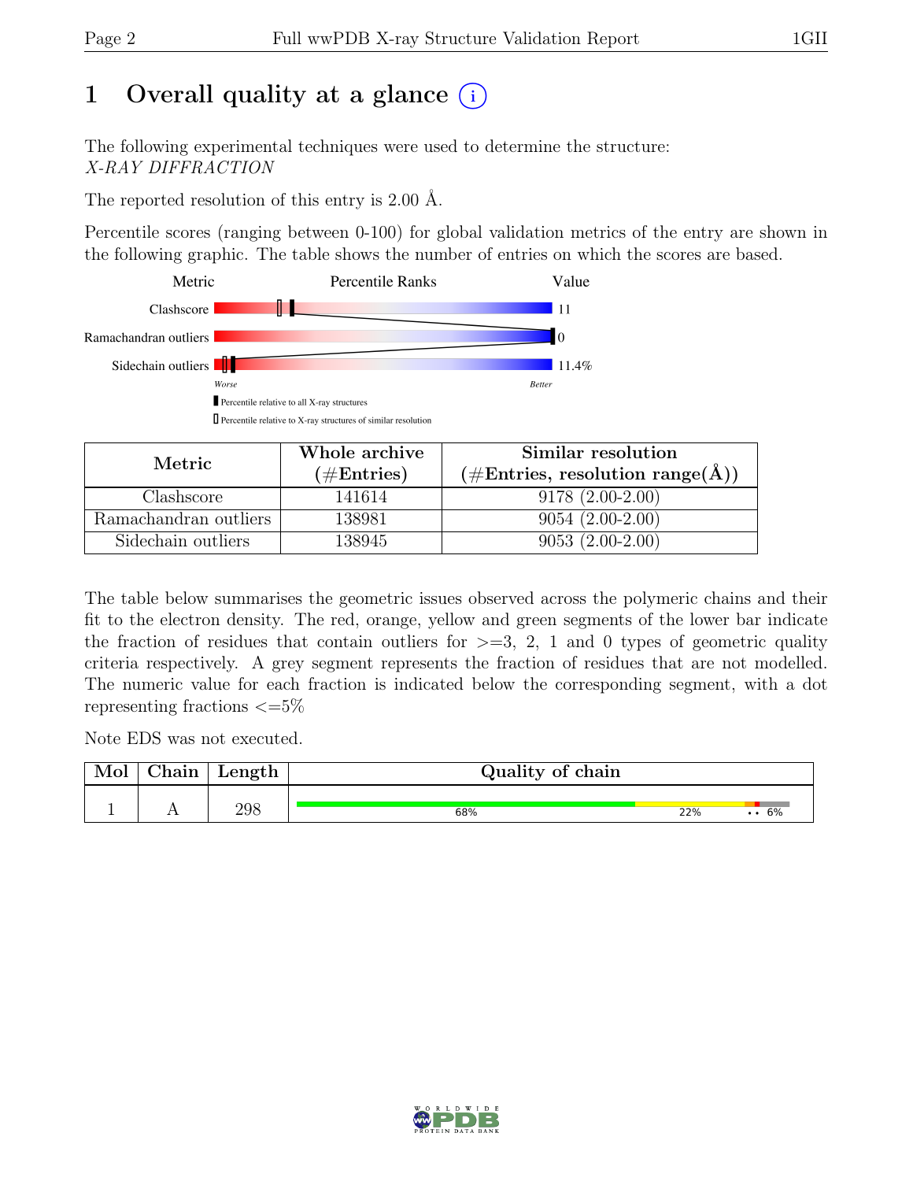# 1 Overall quality at a glance (i)

The following experimental techniques were used to determine the structure:
*X-RAY DIFFRACTION*

The reported resolution of this entry is 2.00 Å.

Percentile scores (ranging between 0-100) for global validation metrics of the entry are shown in the following graphic. The table shows the number of entries on which the scores are based.

| Metric | Value |
|---|---|
| Clashscore | 11 |
| Ramachandran outliers | 0 |
| Sidechain outliers | 11.4% |

Worse — Better

▮ Percentile relative to all X-ray structures
▯ Percentile relative to X-ray structures of similar resolution

| Metric | Whole archive (#Entries) | Similar resolution (#Entries, resolution range(Å)) |
|---|---|---|
| Clashscore | 141614 | 9178 (2.00-2.00) |
| Ramachandran outliers | 138981 | 9054 (2.00-2.00) |
| Sidechain outliers | 138945 | 9053 (2.00-2.00) |

The table below summarises the geometric issues observed across the polymeric chains and their fit to the electron density. The red, orange, yellow and green segments of the lower bar indicate the fraction of residues that contain outliers for >=3, 2, 1 and 0 types of geometric quality criteria respectively. A grey segment represents the fraction of residues that are not modelled. The numeric value for each fraction is indicated below the corresponding segment, with a dot representing fractions <=5%

Note EDS was not executed.

| Mol | Chain | Length | Quality of chain |
|---|---|---|---|
| 1 | A | 298 | 68% · 22% · •• · 6% |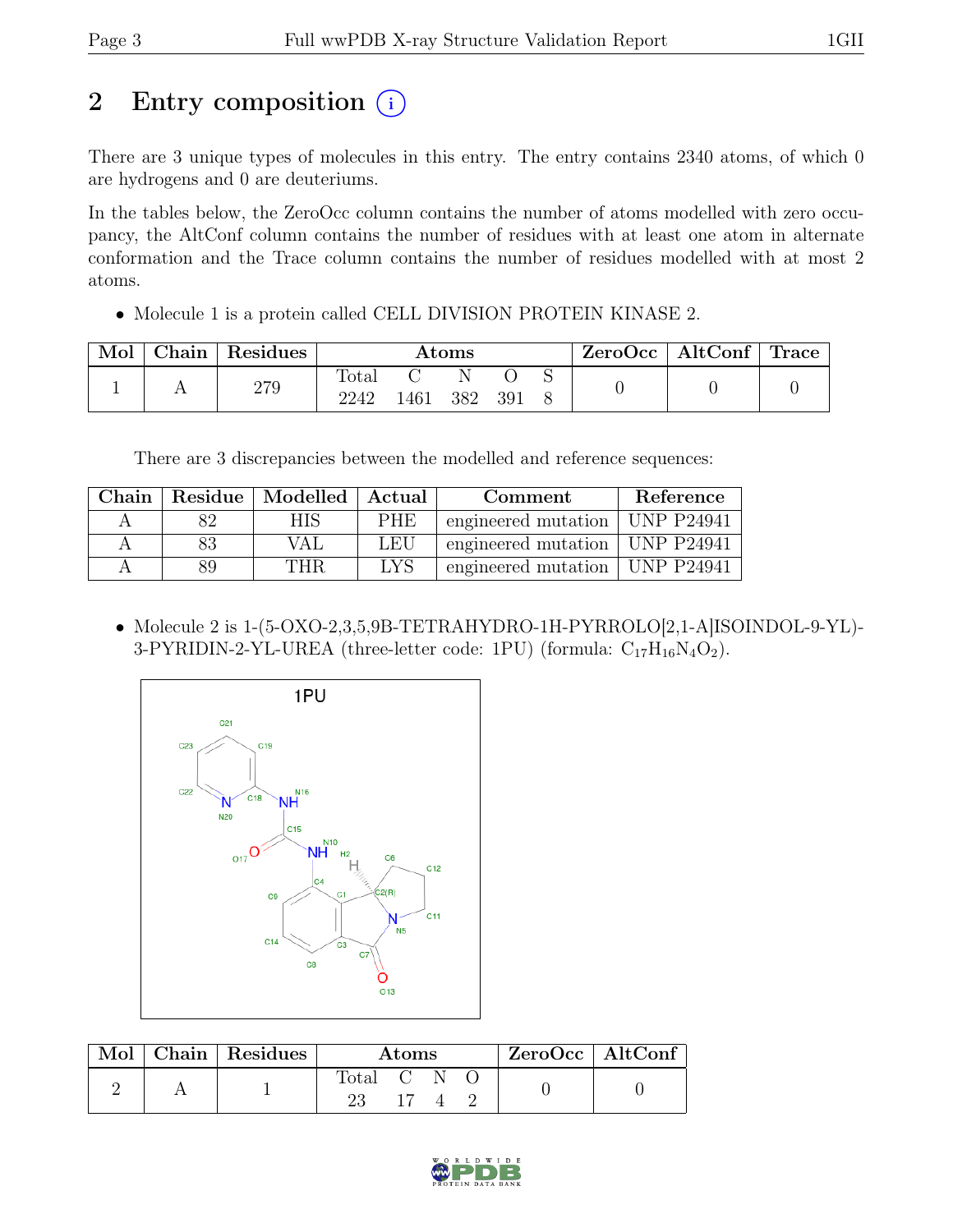# 2 Entry composition

There are 3 unique types of molecules in this entry. The entry contains 2340 atoms, of which 0 are hydrogens and 0 are deuteriums.

In the tables below, the ZeroOcc column contains the number of atoms modelled with zero occupancy, the AltConf column contains the number of residues with at least one atom in alternate conformation and the Trace column contains the number of residues modelled with at most 2 atoms.

- Molecule 1 is a protein called CELL DIVISION PROTEIN KINASE 2.

| Mol | Chain | Residues | Atoms | | | | | ZeroOcc | AltConf | Trace |
|---|---|---|---|---|---|---|---|---|---|---|
| | | | Total | C | N | O | S | | | |
| 1 | A | 279 | 2242 | 1461 | 382 | 391 | 8 | 0 | 0 | 0 |

There are 3 discrepancies between the modelled and reference sequences:

| Chain | Residue | Modelled | Actual | Comment | Reference |
|---|---|---|---|---|---|
| A | 82 | HIS | PHE | engineered mutation | UNP P24941 |
| A | 83 | VAL | LEU | engineered mutation | UNP P24941 |
| A | 89 | THR | LYS | engineered mutation | UNP P24941 |

- Molecule 2 is 1-(5-OXO-2,3,5,9B-TETRAHYDRO-1H-PYRROLO[2,1-A]ISOINDOL-9-YL)-3-PYRIDIN-2-YL-UREA (three-letter code: 1PU) (formula: $C_{17}H_{16}N_4O_2$).

| Mol | Chain | Residues | Atoms | | | | ZeroOcc | AltConf |
|---|---|---|---|---|---|---|---|---|
| | | | Total | C | N | O | | |
| 2 | A | 1 | 23 | 17 | 4 | 2 | 0 | 0 |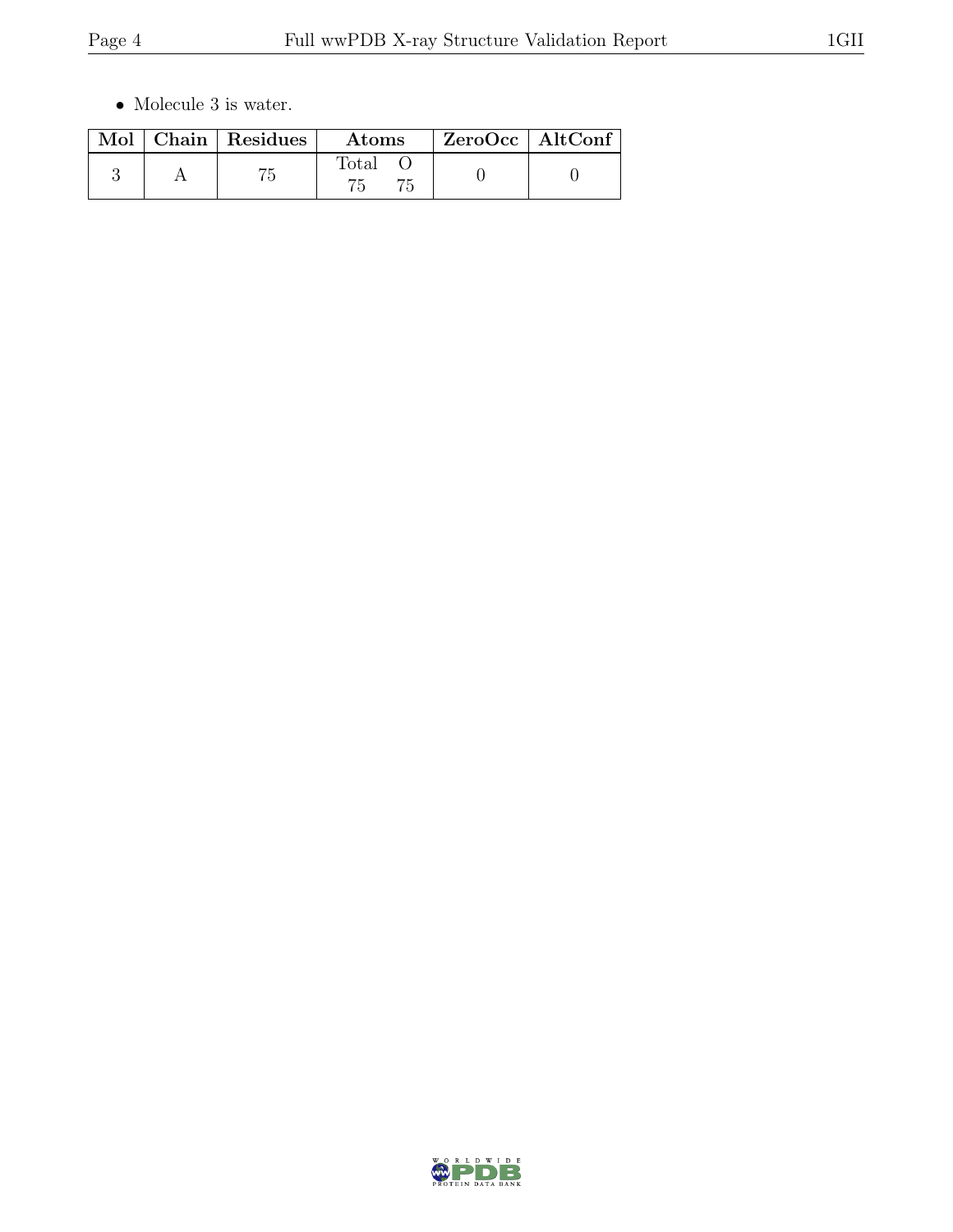- Molecule 3 is water.

| Mol | Chain | Residues | Atoms | | ZeroOcc | AltConf |
|---|---|---|---|---|---|---|
| | | | Total | O | | |
| 3 | A | 75 | 75 | 75 | 0 | 0 |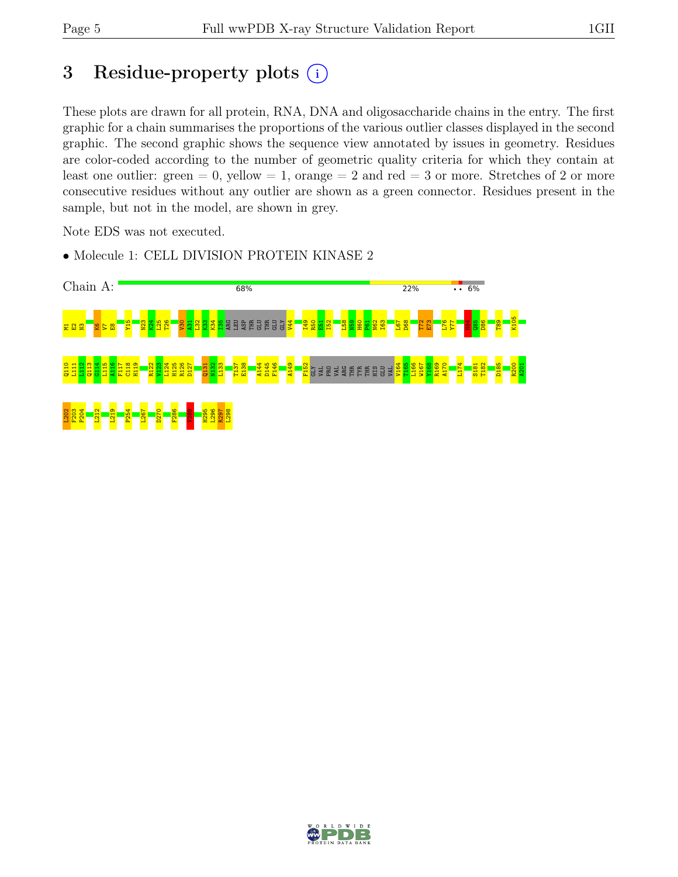# 3 Residue-property plots

These plots are drawn for all protein, RNA, DNA and oligosaccharide chains in the entry. The first graphic for a chain summarises the proportions of the various outlier classes displayed in the second graphic. The second graphic shows the sequence view annotated by issues in geometry. Residues are color-coded according to the number of geometric quality criteria for which they contain at least one outlier: green = 0, yellow = 1, orange = 2 and red = 3 or more. Stretches of 2 or more consecutive residues without any outlier are shown as a green connector. Residues present in the sample, but not in the model, are shown in grey.

Note EDS was not executed.

- Molecule 1: CELL DIVISION PROTEIN KINASE 2

Chain A: 68% 22% •• 6%

M1 E2 N3 K6 V7 E8 Y15 N23 K24 L25 T26 V30 A31 L32 K33 K34 I35 ARG LEU ASP THR GLU THR GLU GLY V44 I49 R50 E51 I52 L58 N59 H60 P61 N62 I63 L67 D68 T72 E73 L76 Y77 H84 Q85 D86 T89 K105

Q110 L111 L112 Q113 G114 L115 A116 F117 C118 H119 R122 V123 L124 H125 R126 D127 Q131 N132 L133 T137 E138 A144 D145 F146 A149 F152 GLY VAL PRO VAL ARG THR TYR THR HIS GLU VAL V164 T165 L166 W167 Y168 R169 A170 L174 S181 T182 D185 R200 A201

L202 F203 P204 L212 L219 P254 L267 D270 F286 V289 H295 L296 R297 L298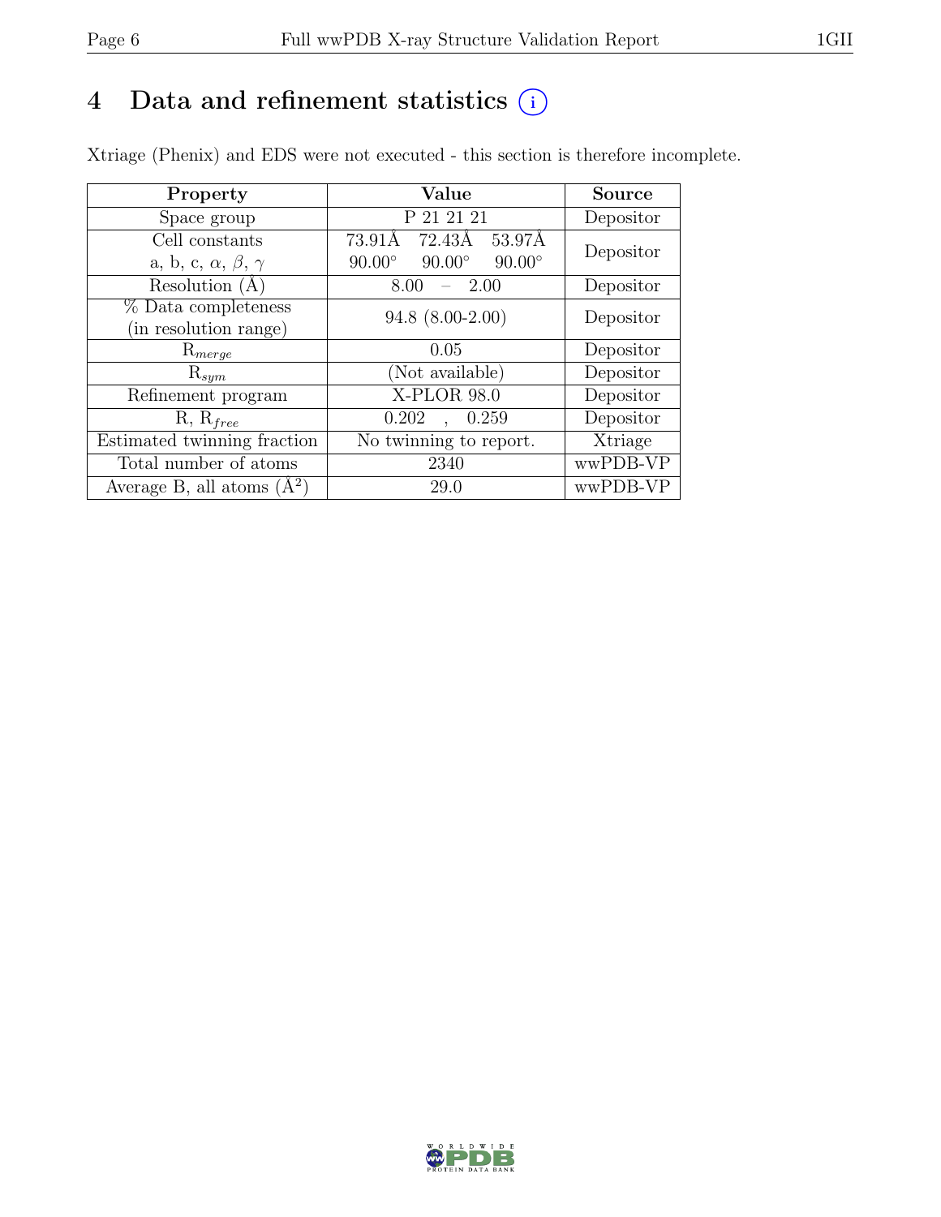# 4 Data and refinement statistics

Xtriage (Phenix) and EDS were not executed - this section is therefore incomplete.

| Property | Value | Source |
|---|---|---|
| Space group | P 21 21 21 | Depositor |
| Cell constants<br>a, b, c, $\alpha$, $\beta$, $\gamma$ | 73.91Å 72.43Å 53.97Å<br>90.00° 90.00° 90.00° | Depositor |
| Resolution (Å) | 8.00 – 2.00 | Depositor |
| % Data completeness<br>(in resolution range) | 94.8 (8.00-2.00) | Depositor |
| $R_{merge}$ | 0.05 | Depositor |
| $R_{sym}$ | (Not available) | Depositor |
| Refinement program | X-PLOR 98.0 | Depositor |
| R, $R_{free}$ | 0.202 , 0.259 | Depositor |
| Estimated twinning fraction | No twinning to report. | Xtriage |
| Total number of atoms | 2340 | wwPDB-VP |
| Average B, all atoms (Å$^2$) | 29.0 | wwPDB-VP |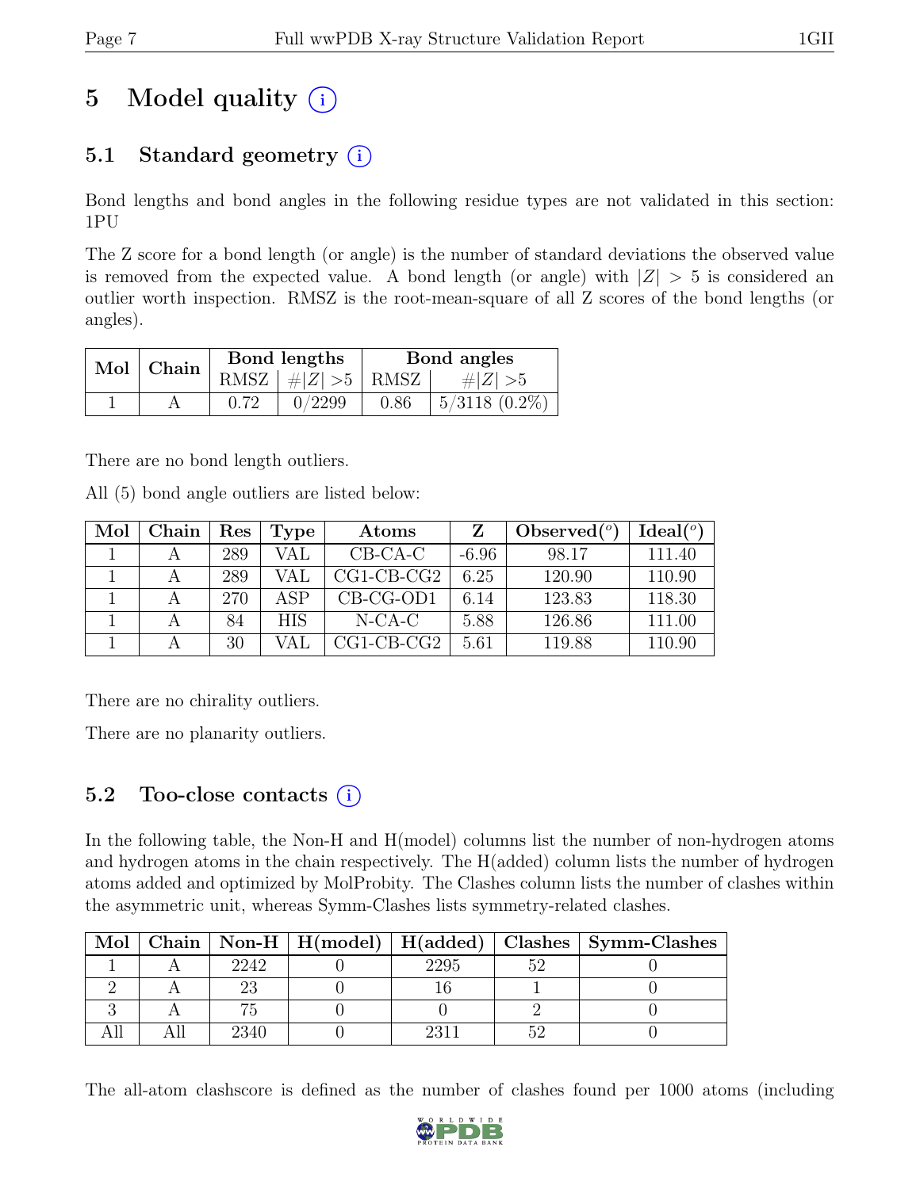# 5 Model quality

## 5.1 Standard geometry

Bond lengths and bond angles in the following residue types are not validated in this section: 1PU

The Z score for a bond length (or angle) is the number of standard deviations the observed value is removed from the expected value. A bond length (or angle) with $|Z| > 5$ is considered an outlier worth inspection. RMSZ is the root-mean-square of all Z scores of the bond lengths (or angles).

| Mol | Chain | Bond lengths | | Bond angles | |
|---|---|---|---|---|---|
| | | RMSZ | #\|Z\| >5 | RMSZ | #\|Z\| >5 |
| 1 | A | 0.72 | 0/2299 | 0.86 | 5/3118 (0.2%) |

There are no bond length outliers.

All (5) bond angle outliers are listed below:

| Mol | Chain | Res | Type | Atoms | Z | Observed(°) | Ideal(°) |
|---|---|---|---|---|---|---|---|
| 1 | A | 289 | VAL | CB-CA-C | -6.96 | 98.17 | 111.40 |
| 1 | A | 289 | VAL | CG1-CB-CG2 | 6.25 | 120.90 | 110.90 |
| 1 | A | 270 | ASP | CB-CG-OD1 | 6.14 | 123.83 | 118.30 |
| 1 | A | 84 | HIS | N-CA-C | 5.88 | 126.86 | 111.00 |
| 1 | A | 30 | VAL | CG1-CB-CG2 | 5.61 | 119.88 | 110.90 |

There are no chirality outliers.

There are no planarity outliers.

## 5.2 Too-close contacts

In the following table, the Non-H and H(model) columns list the number of non-hydrogen atoms and hydrogen atoms in the chain respectively. The H(added) column lists the number of hydrogen atoms added and optimized by MolProbity. The Clashes column lists the number of clashes within the asymmetric unit, whereas Symm-Clashes lists symmetry-related clashes.

| Mol | Chain | Non-H | H(model) | H(added) | Clashes | Symm-Clashes |
|---|---|---|---|---|---|---|
| 1 | A | 2242 | 0 | 2295 | 52 | 0 |
| 2 | A | 23 | 0 | 16 | 1 | 0 |
| 3 | A | 75 | 0 | 0 | 2 | 0 |
| All | All | 2340 | 0 | 2311 | 52 | 0 |

The all-atom clashscore is defined as the number of clashes found per 1000 atoms (including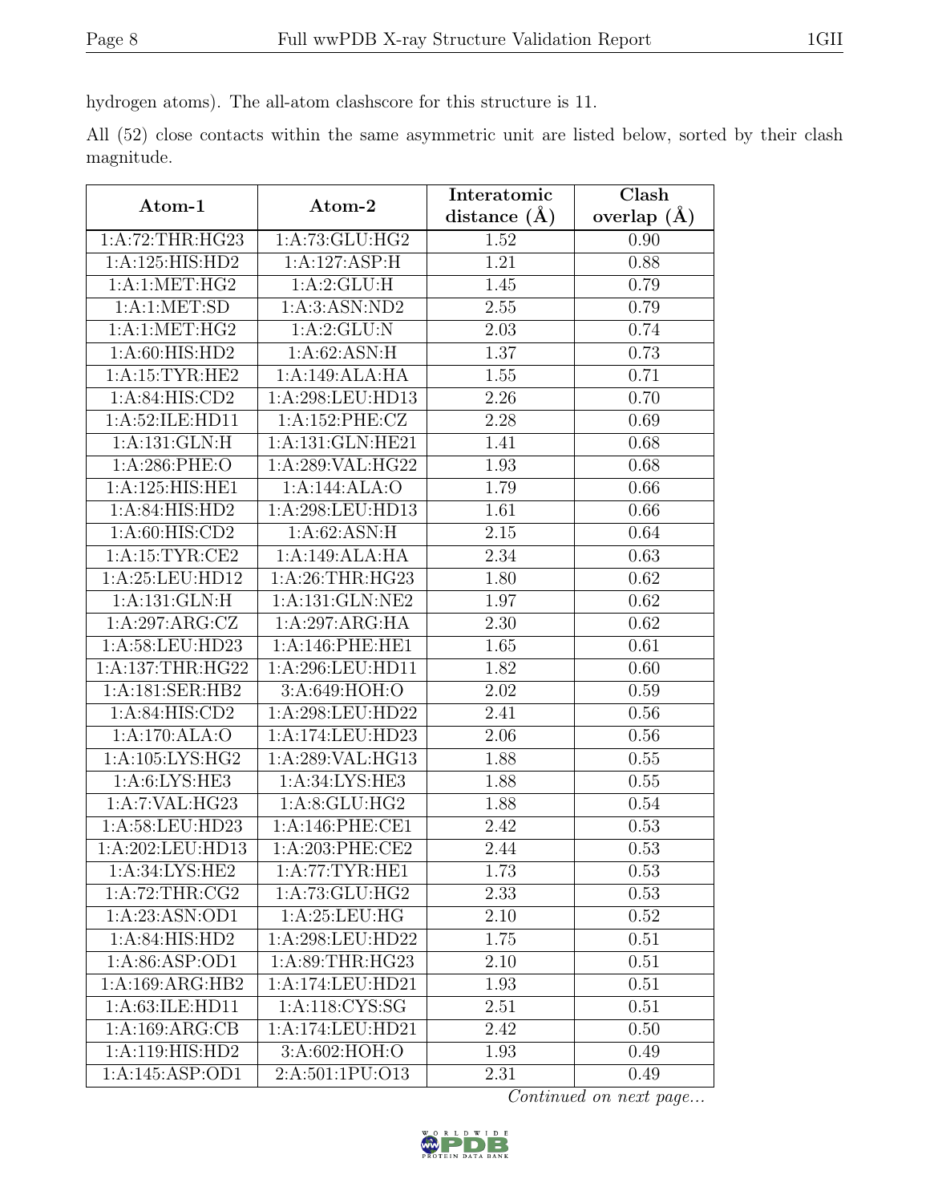hydrogen atoms). The all-atom clashscore for this structure is 11.

All (52) close contacts within the same asymmetric unit are listed below, sorted by their clash magnitude.

| Atom-1 | Atom-2 | Interatomic distance (Å) | Clash overlap (Å) |
|---|---|---|---|
| 1:A:72:THR:HG23 | 1:A:73:GLU:HG2 | 1.52 | 0.90 |
| 1:A:125:HIS:HD2 | 1:A:127:ASP:H | 1.21 | 0.88 |
| 1:A:1:MET:HG2 | 1:A:2:GLU:H | 1.45 | 0.79 |
| 1:A:1:MET:SD | 1:A:3:ASN:ND2 | 2.55 | 0.79 |
| 1:A:1:MET:HG2 | 1:A:2:GLU:N | 2.03 | 0.74 |
| 1:A:60:HIS:HD2 | 1:A:62:ASN:H | 1.37 | 0.73 |
| 1:A:15:TYR:HE2 | 1:A:149:ALA:HA | 1.55 | 0.71 |
| 1:A:84:HIS:CD2 | 1:A:298:LEU:HD13 | 2.26 | 0.70 |
| 1:A:52:ILE:HD11 | 1:A:152:PHE:CZ | 2.28 | 0.69 |
| 1:A:131:GLN:H | 1:A:131:GLN:HE21 | 1.41 | 0.68 |
| 1:A:286:PHE:O | 1:A:289:VAL:HG22 | 1.93 | 0.68 |
| 1:A:125:HIS:HE1 | 1:A:144:ALA:O | 1.79 | 0.66 |
| 1:A:84:HIS:HD2 | 1:A:298:LEU:HD13 | 1.61 | 0.66 |
| 1:A:60:HIS:CD2 | 1:A:62:ASN:H | 2.15 | 0.64 |
| 1:A:15:TYR:CE2 | 1:A:149:ALA:HA | 2.34 | 0.63 |
| 1:A:25:LEU:HD12 | 1:A:26:THR:HG23 | 1.80 | 0.62 |
| 1:A:131:GLN:H | 1:A:131:GLN:NE2 | 1.97 | 0.62 |
| 1:A:297:ARG:CZ | 1:A:297:ARG:HA | 2.30 | 0.62 |
| 1:A:58:LEU:HD23 | 1:A:146:PHE:HE1 | 1.65 | 0.61 |
| 1:A:137:THR:HG22 | 1:A:296:LEU:HD11 | 1.82 | 0.60 |
| 1:A:181:SER:HB2 | 3:A:649:HOH:O | 2.02 | 0.59 |
| 1:A:84:HIS:CD2 | 1:A:298:LEU:HD22 | 2.41 | 0.56 |
| 1:A:170:ALA:O | 1:A:174:LEU:HD23 | 2.06 | 0.56 |
| 1:A:105:LYS:HG2 | 1:A:289:VAL:HG13 | 1.88 | 0.55 |
| 1:A:6:LYS:HE3 | 1:A:34:LYS:HE3 | 1.88 | 0.55 |
| 1:A:7:VAL:HG23 | 1:A:8:GLU:HG2 | 1.88 | 0.54 |
| 1:A:58:LEU:HD23 | 1:A:146:PHE:CE1 | 2.42 | 0.53 |
| 1:A:202:LEU:HD13 | 1:A:203:PHE:CE2 | 2.44 | 0.53 |
| 1:A:34:LYS:HE2 | 1:A:77:TYR:HE1 | 1.73 | 0.53 |
| 1:A:72:THR:CG2 | 1:A:73:GLU:HG2 | 2.33 | 0.53 |
| 1:A:23:ASN:OD1 | 1:A:25:LEU:HG | 2.10 | 0.52 |
| 1:A:84:HIS:HD2 | 1:A:298:LEU:HD22 | 1.75 | 0.51 |
| 1:A:86:ASP:OD1 | 1:A:89:THR:HG23 | 2.10 | 0.51 |
| 1:A:169:ARG:HB2 | 1:A:174:LEU:HD21 | 1.93 | 0.51 |
| 1:A:63:ILE:HD11 | 1:A:118:CYS:SG | 2.51 | 0.51 |
| 1:A:169:ARG:CB | 1:A:174:LEU:HD21 | 2.42 | 0.50 |
| 1:A:119:HIS:HD2 | 3:A:602:HOH:O | 1.93 | 0.49 |
| 1:A:145:ASP:OD1 | 2:A:501:1PU:O13 | 2.31 | 0.49 |

*Continued on next page...*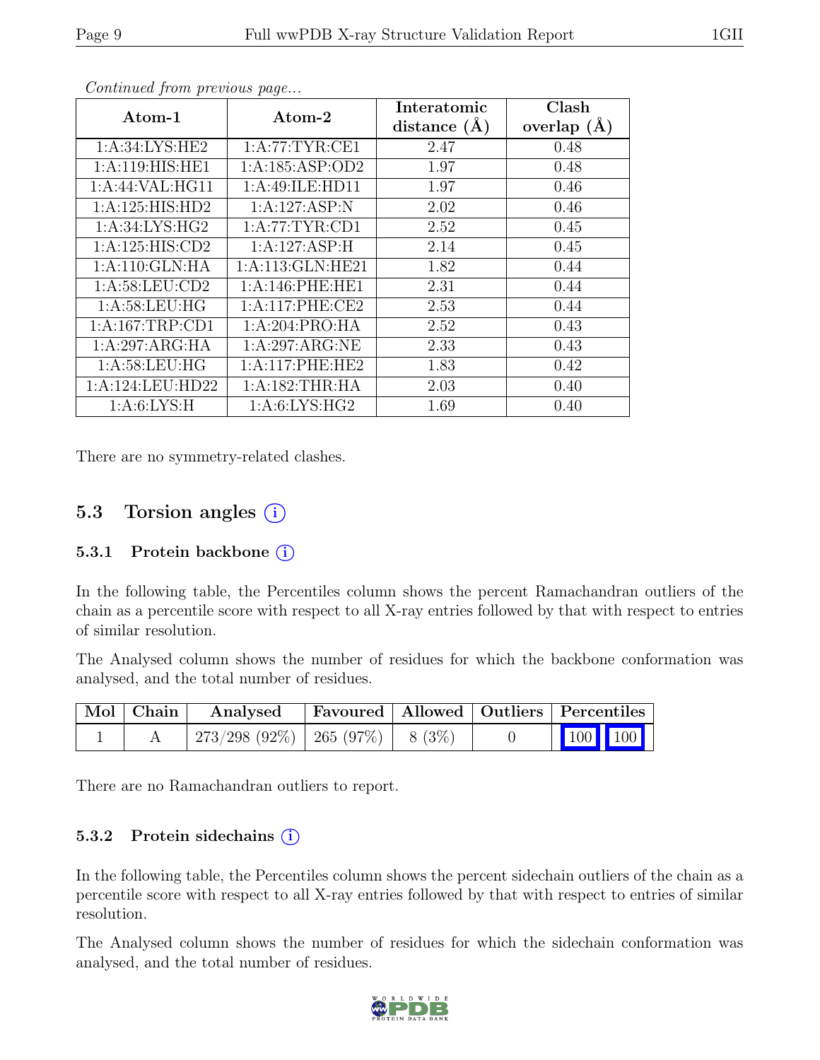*Continued from previous page...*

| Atom-1 | Atom-2 | Interatomic distance (Å) | Clash overlap (Å) |
|---|---|---|---|
| 1:A:34:LYS:HE2 | 1:A:77:TYR:CE1 | 2.47 | 0.48 |
| 1:A:119:HIS:HE1 | 1:A:185:ASP:OD2 | 1.97 | 0.48 |
| 1:A:44:VAL:HG11 | 1:A:49:ILE:HD11 | 1.97 | 0.46 |
| 1:A:125:HIS:HD2 | 1:A:127:ASP:N | 2.02 | 0.46 |
| 1:A:34:LYS:HG2 | 1:A:77:TYR:CD1 | 2.52 | 0.45 |
| 1:A:125:HIS:CD2 | 1:A:127:ASP:H | 2.14 | 0.45 |
| 1:A:110:GLN:HA | 1:A:113:GLN:HE21 | 1.82 | 0.44 |
| 1:A:58:LEU:CD2 | 1:A:146:PHE:HE1 | 2.31 | 0.44 |
| 1:A:58:LEU:HG | 1:A:117:PHE:CE2 | 2.53 | 0.44 |
| 1:A:167:TRP:CD1 | 1:A:204:PRO:HA | 2.52 | 0.43 |
| 1:A:297:ARG:HA | 1:A:297:ARG:NE | 2.33 | 0.43 |
| 1:A:58:LEU:HG | 1:A:117:PHE:HE2 | 1.83 | 0.42 |
| 1:A:124:LEU:HD22 | 1:A:182:THR:HA | 2.03 | 0.40 |
| 1:A:6:LYS:H | 1:A:6:LYS:HG2 | 1.69 | 0.40 |

There are no symmetry-related clashes.

## 5.3 Torsion angles (i)

### 5.3.1 Protein backbone (i)

In the following table, the Percentiles column shows the percent Ramachandran outliers of the chain as a percentile score with respect to all X-ray entries followed by that with respect to entries of similar resolution.

The Analysed column shows the number of residues for which the backbone conformation was analysed, and the total number of residues.

| Mol | Chain | Analysed | Favoured | Allowed | Outliers | Percentiles | |
|---|---|---|---|---|---|---|---|
| 1 | A | 273/298 (92%) | 265 (97%) | 8 (3%) | 0 | 100 | 100 |

There are no Ramachandran outliers to report.

### 5.3.2 Protein sidechains (i)

In the following table, the Percentiles column shows the percent sidechain outliers of the chain as a percentile score with respect to all X-ray entries followed by that with respect to entries of similar resolution.

The Analysed column shows the number of residues for which the sidechain conformation was analysed, and the total number of residues.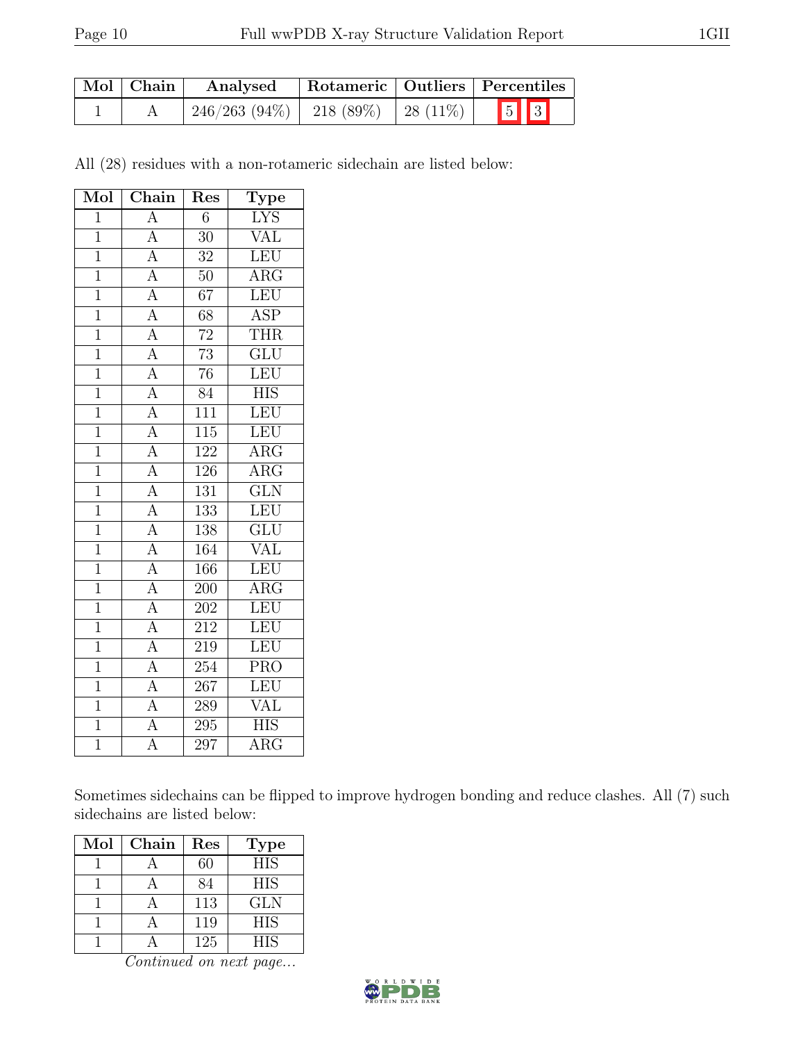| Mol | Chain | Analysed | Rotameric | Outliers | Percentiles | |
|---|---|---|---|---|---|---|
| 1 | A | 246/263 (94%) | 218 (89%) | 28 (11%) | 5 | 3 |

All (28) residues with a non-rotameric sidechain are listed below:

| Mol | Chain | Res | Type |
|---|---|---|---|
| 1 | A | 6 | LYS |
| 1 | A | 30 | VAL |
| 1 | A | 32 | LEU |
| 1 | A | 50 | ARG |
| 1 | A | 67 | LEU |
| 1 | A | 68 | ASP |
| 1 | A | 72 | THR |
| 1 | A | 73 | GLU |
| 1 | A | 76 | LEU |
| 1 | A | 84 | HIS |
| 1 | A | 111 | LEU |
| 1 | A | 115 | LEU |
| 1 | A | 122 | ARG |
| 1 | A | 126 | ARG |
| 1 | A | 131 | GLN |
| 1 | A | 133 | LEU |
| 1 | A | 138 | GLU |
| 1 | A | 164 | VAL |
| 1 | A | 166 | LEU |
| 1 | A | 200 | ARG |
| 1 | A | 202 | LEU |
| 1 | A | 212 | LEU |
| 1 | A | 219 | LEU |
| 1 | A | 254 | PRO |
| 1 | A | 267 | LEU |
| 1 | A | 289 | VAL |
| 1 | A | 295 | HIS |
| 1 | A | 297 | ARG |

Sometimes sidechains can be flipped to improve hydrogen bonding and reduce clashes. All (7) such sidechains are listed below:

| Mol | Chain | Res | Type |
|---|---|---|---|
| 1 | A | 60 | HIS |
| 1 | A | 84 | HIS |
| 1 | A | 113 | GLN |
| 1 | A | 119 | HIS |
| 1 | A | 125 | HIS |

*Continued on next page...*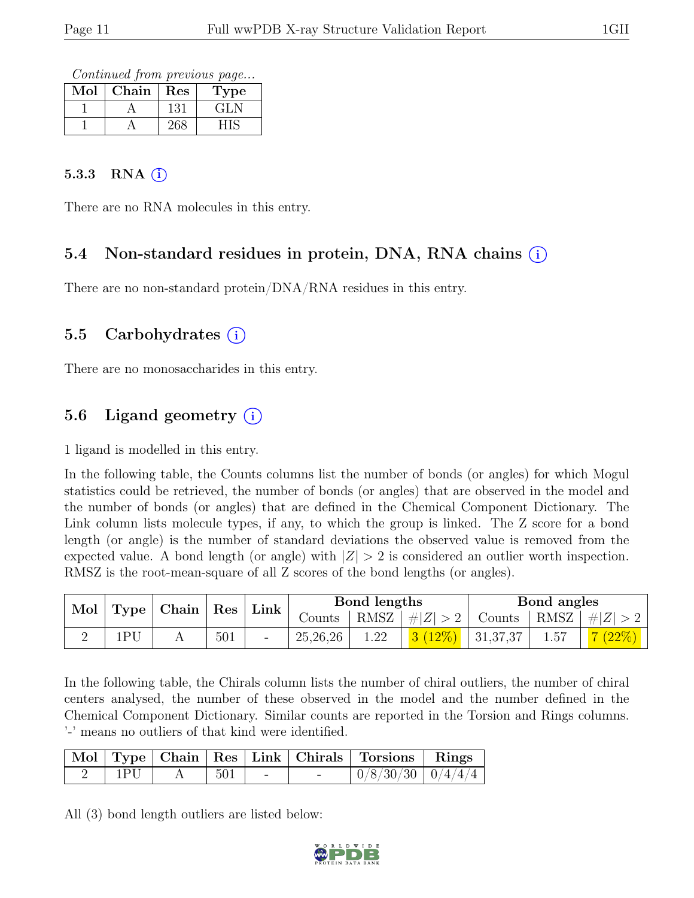*Continued from previous page...*

| Mol | Chain | Res | Type |
|---|---|---|---|
| 1 | A | 131 | GLN |
| 1 | A | 268 | HIS |

#### 5.3.3 RNA (i)

There are no RNA molecules in this entry.

### 5.4 Non-standard residues in protein, DNA, RNA chains (i)

There are no non-standard protein/DNA/RNA residues in this entry.

### 5.5 Carbohydrates (i)

There are no monosaccharides in this entry.

### 5.6 Ligand geometry (i)

1 ligand is modelled in this entry.

In the following table, the Counts columns list the number of bonds (or angles) for which Mogul statistics could be retrieved, the number of bonds (or angles) that are observed in the model and the number of bonds (or angles) that are defined in the Chemical Component Dictionary. The Link column lists molecule types, if any, to which the group is linked. The Z score for a bond length (or angle) is the number of standard deviations the observed value is removed from the expected value. A bond length (or angle) with $|Z| > 2$ is considered an outlier worth inspection. RMSZ is the root-mean-square of all Z scores of the bond lengths (or angles).

| Mol | Type | Chain | Res | Link | Bond lengths | | | Bond angles | | |
|---|---|---|---|---|---|---|---|---|---|---|
| | | | | | Counts | RMSZ | $\#\|Z\| > 2$ | Counts | RMSZ | $\#\|Z\| > 2$ |
| 2 | 1PU | A | 501 | - | 25,26,26 | 1.22 | 3 (12%) | 31,37,37 | 1.57 | 7 (22%) |

In the following table, the Chirals column lists the number of chiral outliers, the number of chiral centers analysed, the number of these observed in the model and the number defined in the Chemical Component Dictionary. Similar counts are reported in the Torsion and Rings columns. '-' means no outliers of that kind were identified.

| Mol | Type | Chain | Res | Link | Chirals | Torsions | Rings |
|---|---|---|---|---|---|---|---|
| 2 | 1PU | A | 501 | - | - | 0/8/30/30 | 0/4/4/4 |

All (3) bond length outliers are listed below: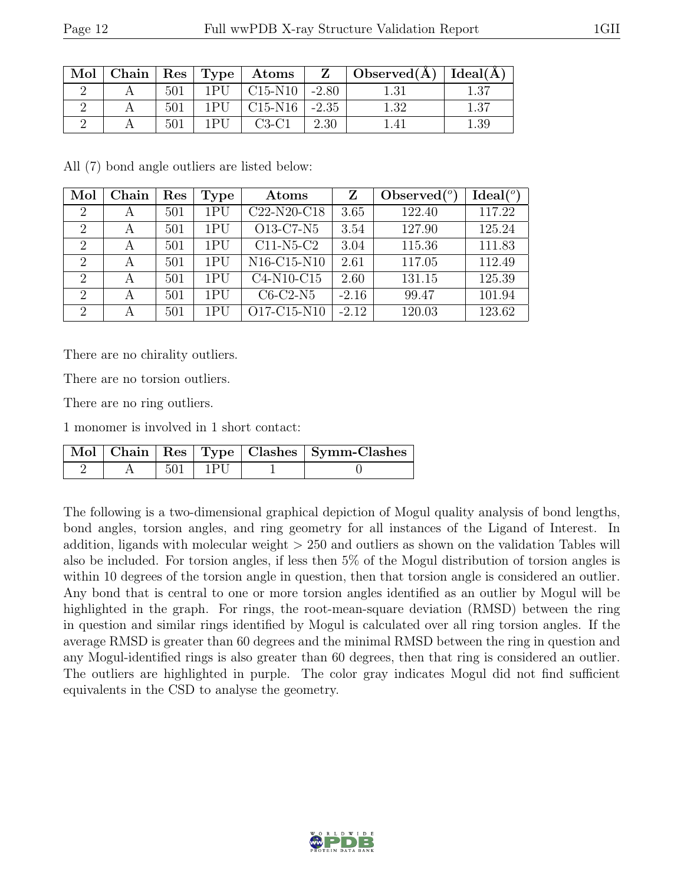| Mol | Chain | Res | Type | Atoms | Z | Observed(Å) | Ideal(Å) |
|---|---|---|---|---|---|---|---|
| 2 | A | 501 | 1PU | C15-N10 | -2.80 | 1.31 | 1.37 |
| 2 | A | 501 | 1PU | C15-N16 | -2.35 | 1.32 | 1.37 |
| 2 | A | 501 | 1PU | C3-C1 | 2.30 | 1.41 | 1.39 |

All (7) bond angle outliers are listed below:

| Mol | Chain | Res | Type | Atoms | Z | Observed($^o$) | Ideal($^o$) |
|---|---|---|---|---|---|---|---|
| 2 | A | 501 | 1PU | C22-N20-C18 | 3.65 | 122.40 | 117.22 |
| 2 | A | 501 | 1PU | O13-C7-N5 | 3.54 | 127.90 | 125.24 |
| 2 | A | 501 | 1PU | C11-N5-C2 | 3.04 | 115.36 | 111.83 |
| 2 | A | 501 | 1PU | N16-C15-N10 | 2.61 | 117.05 | 112.49 |
| 2 | A | 501 | 1PU | C4-N10-C15 | 2.60 | 131.15 | 125.39 |
| 2 | A | 501 | 1PU | C6-C2-N5 | -2.16 | 99.47 | 101.94 |
| 2 | A | 501 | 1PU | O17-C15-N10 | -2.12 | 120.03 | 123.62 |

There are no chirality outliers.

There are no torsion outliers.

There are no ring outliers.

1 monomer is involved in 1 short contact:

| Mol | Chain | Res | Type | Clashes | Symm-Clashes |
|---|---|---|---|---|---|
| 2 | A | 501 | 1PU | 1 | 0 |

The following is a two-dimensional graphical depiction of Mogul quality analysis of bond lengths, bond angles, torsion angles, and ring geometry for all instances of the Ligand of Interest. In addition, ligands with molecular weight > 250 and outliers as shown on the validation Tables will also be included. For torsion angles, if less then 5% of the Mogul distribution of torsion angles is within 10 degrees of the torsion angle in question, then that torsion angle is considered an outlier. Any bond that is central to one or more torsion angles identified as an outlier by Mogul will be highlighted in the graph. For rings, the root-mean-square deviation (RMSD) between the ring in question and similar rings identified by Mogul is calculated over all ring torsion angles. If the average RMSD is greater than 60 degrees and the minimal RMSD between the ring in question and any Mogul-identified rings is also greater than 60 degrees, then that ring is considered an outlier. The outliers are highlighted in purple. The color gray indicates Mogul did not find sufficient equivalents in the CSD to analyse the geometry.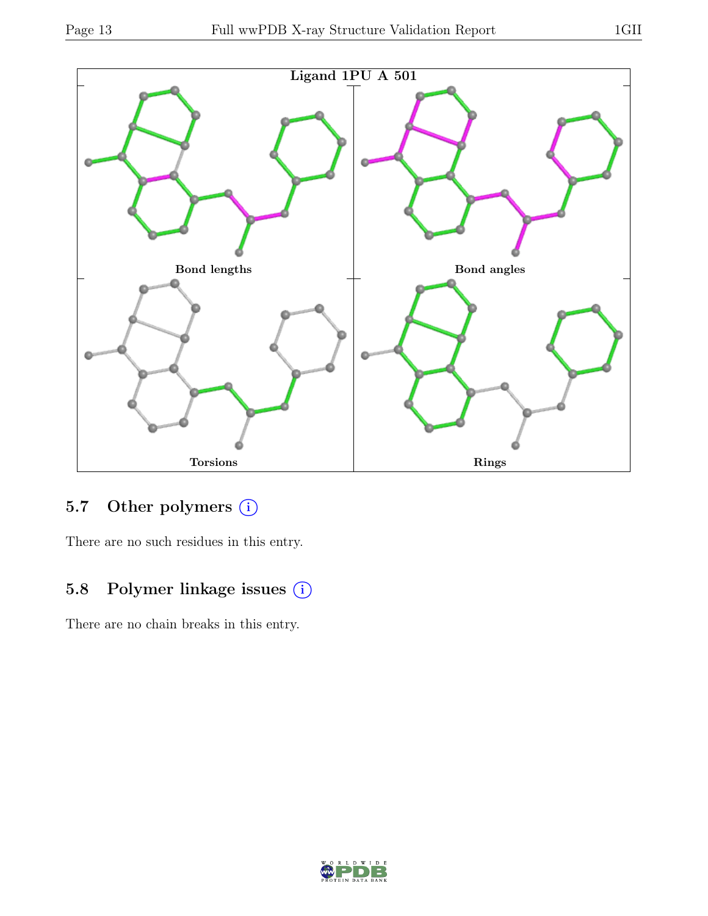Ligand 1PU A 501

Bond lengths

Bond angles

Torsions

Rings

### 5.7 Other polymers (i)

There are no such residues in this entry.

### 5.8 Polymer linkage issues (i)

There are no chain breaks in this entry.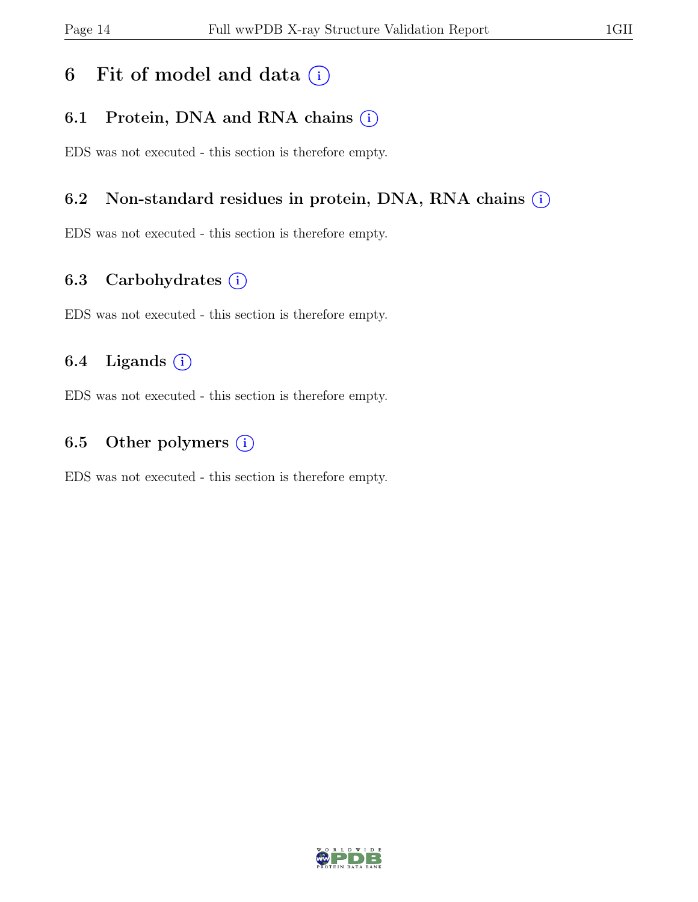# 6 Fit of model and data (i)

## 6.1 Protein, DNA and RNA chains (i)

EDS was not executed - this section is therefore empty.

## 6.2 Non-standard residues in protein, DNA, RNA chains (i)

EDS was not executed - this section is therefore empty.

## 6.3 Carbohydrates (i)

EDS was not executed - this section is therefore empty.

## 6.4 Ligands (i)

EDS was not executed - this section is therefore empty.

## 6.5 Other polymers (i)

EDS was not executed - this section is therefore empty.